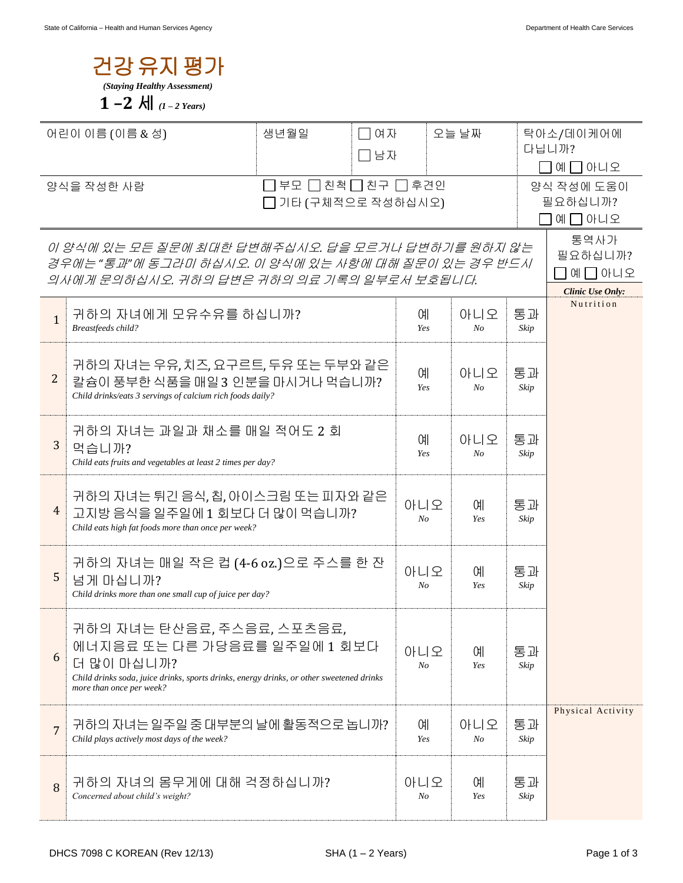# 건강 유지 평가

*(Staying Healthy Assessment)*

**1 –2 세** *(1 – 2 Years)*

| 어린이 이름 (이름 & 성) | 생년월일 | ☐ 여자 ☐ 남자 | 오늘 날짜 | 탁아소/데이케어에 다닙니까? ☐ 예 ☐ 아니오 |
|---|---|---|---|---|
| 양식을 작성한 사람 | ☐ 부모 ☐ 친척 ☐ 친구 ☐ 후견인 ☐ 기타 (구체적으로 작성하십시오) | | | 양식 작성에 도움이 필요하십니까? ☐ 예 ☐ 아니오 |

*이 양식에 있는 모든 질문에 최대한 답변해주십시오. 답을 모르거나 답변하기를 원하지 않는 경우에는 "통과"에 동그라미 하십시오. 이 양식에 있는 사항에 대해 질문이 있는 경우 반드시 의사에게 문의하십시오. 귀하의 답변은 귀하의 의료 기록의 일부로서 보호됩니다.*

통역사가 필요하십니까? ☐ 예 ☐ 아니오

| | | | | | ***Clinic Use Only:*** |
|---|---|---|---|---|---|
| 1 | 귀하의 자녀에게 모유수유를 하십니까? *Breastfeeds child?* | 예 *Yes* | 아니오 *No* | 통과 *Skip* | Nutrition |
| 2 | 귀하의 자녀는 우유, 치즈, 요구르트, 두유 또는 두부와 같은 칼슘이 풍부한 식품을 매일 3 인분을 마시거나 먹습니까? *Child drinks/eats 3 servings of calcium rich foods daily?* | 예 *Yes* | 아니오 *No* | 통과 *Skip* | |
| 3 | 귀하의 자녀는 과일과 채소를 매일 적어도 2 회 먹습니까? *Child eats fruits and vegetables at least 2 times per day?* | 예 *Yes* | 아니오 *No* | 통과 *Skip* | |
| 4 | 귀하의 자녀는 튀긴 음식, 칩, 아이스크림 또는 피자와 같은 고지방 음식을 일주일에 1 회보다 더 많이 먹습니까? *Child eats high fat foods more than once per week?* | 아니오 *No* | 예 *Yes* | 통과 *Skip* | |
| 5 | 귀하의 자녀는 매일 작은 컵 (4-6 oz.)으로 주스를 한 잔 넘게 마십니까? *Child drinks more than one small cup of juice per day?* | 아니오 *No* | 예 *Yes* | 통과 *Skip* | |
| 6 | 귀하의 자녀는 탄산음료, 주스음료, 스포츠음료, 에너지음료 또는 다른 가당음료를 일주일에 1 회보다 더 많이 마십니까? *Child drinks soda, juice drinks, sports drinks, energy drinks, or other sweetened drinks more than once per week?* | 아니오 *No* | 예 *Yes* | 통과 *Skip* | |
| 7 | 귀하의 자녀는 일주일 중 대부분의 날에 활동적으로 놉니까? *Child plays actively most days of the week?* | 예 *Yes* | 아니오 *No* | 통과 *Skip* | Physical Activity |
| 8 | 귀하의 자녀의 몸무게에 대해 걱정하십니까? *Concerned about child's weight?* | 아니오 *No* | 예 *Yes* | 통과 *Skip* | |

DHCS 7098 C KOREAN (Rev 12/13) SHA (1 – 2 Years)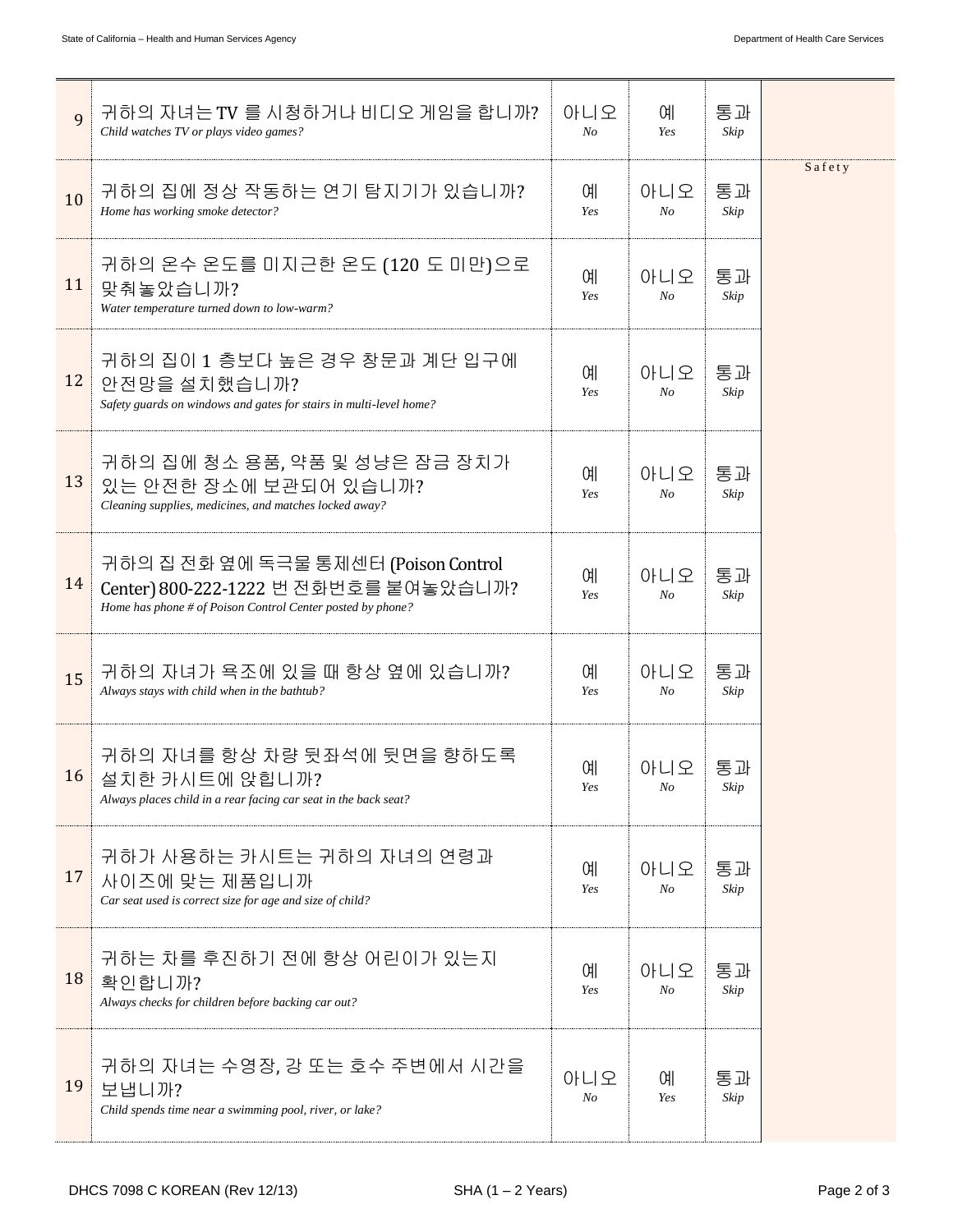| # | Question | | | | |
|---|---|---|---|---|---|
| 9 | 귀하의 자녀는 TV 를 시청하거나 비디오 게임을 합니까?<br>*Child watches TV or plays video games?* | 아니오<br>*No* | 예<br>*Yes* | 통과<br>*Skip* | |
| 10 | 귀하의 집에 정상 작동하는 연기 탐지기가 있습니까?<br>*Home has working smoke detector?* | 예<br>*Yes* | 아니오<br>*No* | 통과<br>*Skip* | Safety |
| 11 | 귀하의 온수 온도를 미지근한 온도 (120 도 미만)으로 맞춰놓았습니까?<br>*Water temperature turned down to low-warm?* | 예<br>*Yes* | 아니오<br>*No* | 통과<br>*Skip* | |
| 12 | 귀하의 집이 1 층보다 높은 경우 창문과 계단 입구에 안전망을 설치했습니까?<br>*Safety guards on windows and gates for stairs in multi-level home?* | 예<br>*Yes* | 아니오<br>*No* | 통과<br>*Skip* | |
| 13 | 귀하의 집에 청소 용품, 약품 및 성냥은 잠금 장치가 있는 안전한 장소에 보관되어 있습니까?<br>*Cleaning supplies, medicines, and matches locked away?* | 예<br>*Yes* | 아니오<br>*No* | 통과<br>*Skip* | |
| 14 | 귀하의 집 전화 옆에 독극물 통제센터 (Poison Control Center) 800-222-1222 번 전화번호를 붙여놓았습니까?<br>*Home has phone # of Poison Control Center posted by phone?* | 예<br>*Yes* | 아니오<br>*No* | 통과<br>*Skip* | |
| 15 | 귀하의 자녀가 욕조에 있을 때 항상 옆에 있습니까?<br>*Always stays with child when in the bathtub?* | 예<br>*Yes* | 아니오<br>*No* | 통과<br>*Skip* | |
| 16 | 귀하의 자녀를 항상 차량 뒷좌석에 뒷면을 향하도록 설치한 카시트에 앉힙니까?<br>*Always places child in a rear facing car seat in the back seat?* | 예<br>*Yes* | 아니오<br>*No* | 통과<br>*Skip* | |
| 17 | 귀하가 사용하는 카시트는 귀하의 자녀의 연령과 사이즈에 맞는 제품입니까<br>*Car seat used is correct size for age and size of child?* | 예<br>*Yes* | 아니오<br>*No* | 통과<br>*Skip* | |
| 18 | 귀하는 차를 후진하기 전에 항상 어린이가 있는지 확인합니까?<br>*Always checks for children before backing car out?* | 예<br>*Yes* | 아니오<br>*No* | 통과<br>*Skip* | |
| 19 | 귀하의 자녀는 수영장, 강 또는 호수 주변에서 시간을 보냅니까?<br>*Child spends time near a swimming pool, river, or lake?* | 아니오<br>*No* | 예<br>*Yes* | 통과<br>*Skip* | |

DHCS 7098 C KOREAN (Rev 12/13) SHA (1 – 2 Years)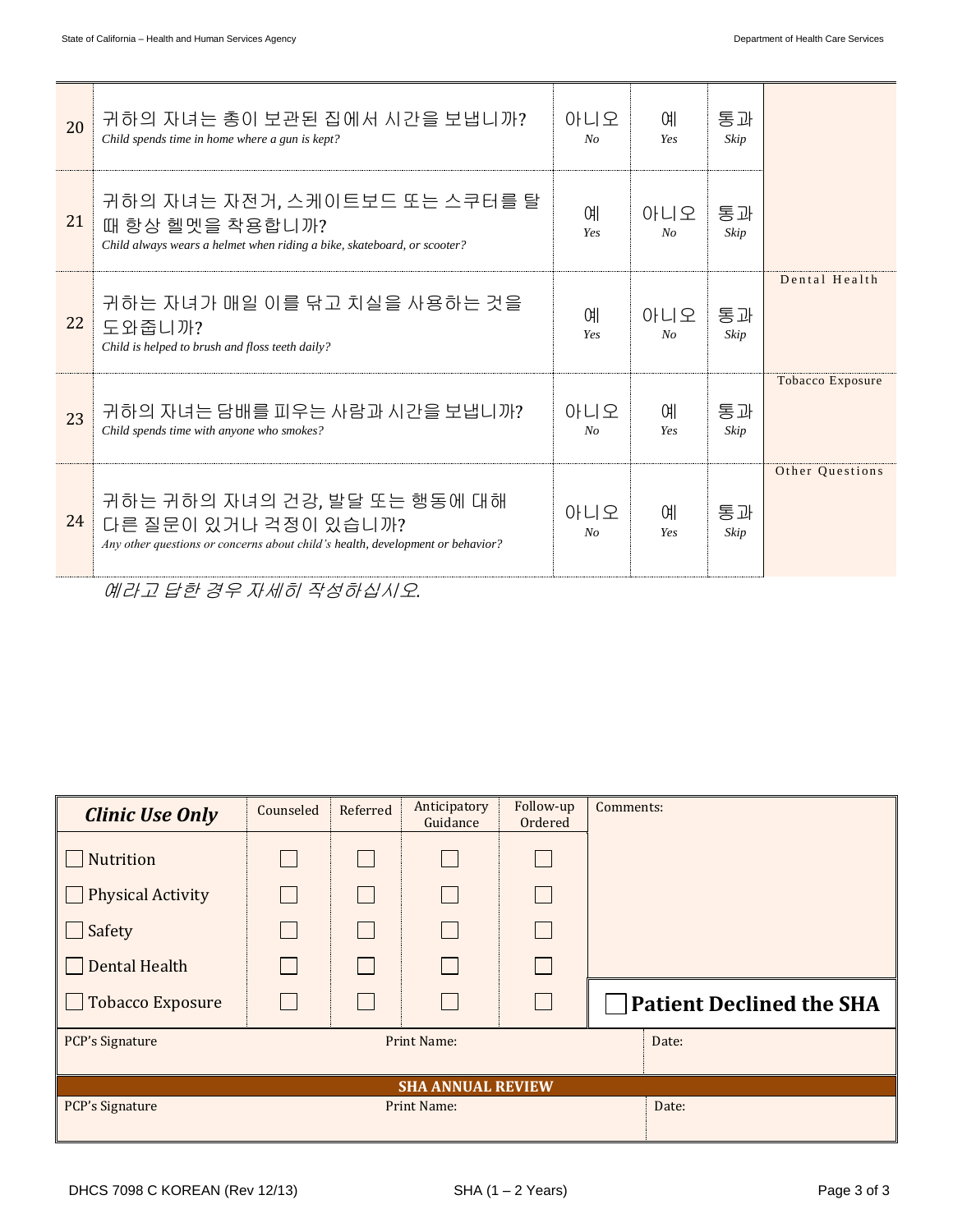| | | | | | |
|---|---|---|---|---|---|
| 20 | 귀하의 자녀는 총이 보관된 집에서 시간을 보냅니까? *Child spends time in home where a gun is kept?* | 아니오 *No* | 예 *Yes* | 통과 *Skip* | |
| 21 | 귀하의 자녀는 자전거, 스케이트보드 또는 스쿠터를 탈 때 항상 헬멧을 착용합니까? *Child always wears a helmet when riding a bike, skateboard, or scooter?* | 예 *Yes* | 아니오 *No* | 통과 *Skip* | |
| 22 | 귀하는 자녀가 매일 이를 닦고 치실을 사용하는 것을 도와줍니까? *Child is helped to brush and floss teeth daily?* | 예 *Yes* | 아니오 *No* | 통과 *Skip* | Dental Health |
| 23 | 귀하의 자녀는 담배를 피우는 사람과 시간을 보냅니까? *Child spends time with anyone who smokes?* | 아니오 *No* | 예 *Yes* | 통과 *Skip* | Tobacco Exposure |
| 24 | 귀하는 귀하의 자녀의 건강, 발달 또는 행동에 대해 다른 질문이 있거나 걱정이 있습니까? *Any other questions or concerns about child's health, development or behavior?* | 아니오 *No* | 예 *Yes* | 통과 *Skip* | Other Questions |

*예라고 답한 경우 자세히 작성하십시오.*

| ***Clinic Use Only*** | Counseled | Referred | Anticipatory Guidance | Follow-up Ordered | Comments: |
|---|---|---|---|---|---|
| ☐ Nutrition | ☐ | ☐ | ☐ | ☐ | |
| ☐ Physical Activity | ☐ | ☐ | ☐ | ☐ | |
| ☐ Safety | ☐ | ☐ | ☐ | ☐ | |
| ☐ Dental Health | ☐ | ☐ | ☐ | ☐ | |
| ☐ Tobacco Exposure | ☐ | ☐ | ☐ | ☐ | ☐ **Patient Declined the SHA** |

| | | |
|---|---|---|
| PCP's Signature | Print Name: | Date: |
| **SHA ANNUAL REVIEW** | | |
| PCP's Signature | Print Name: | Date: |

DHCS 7098 C KOREAN (Rev 12/13) SHA (1 – 2 Years)